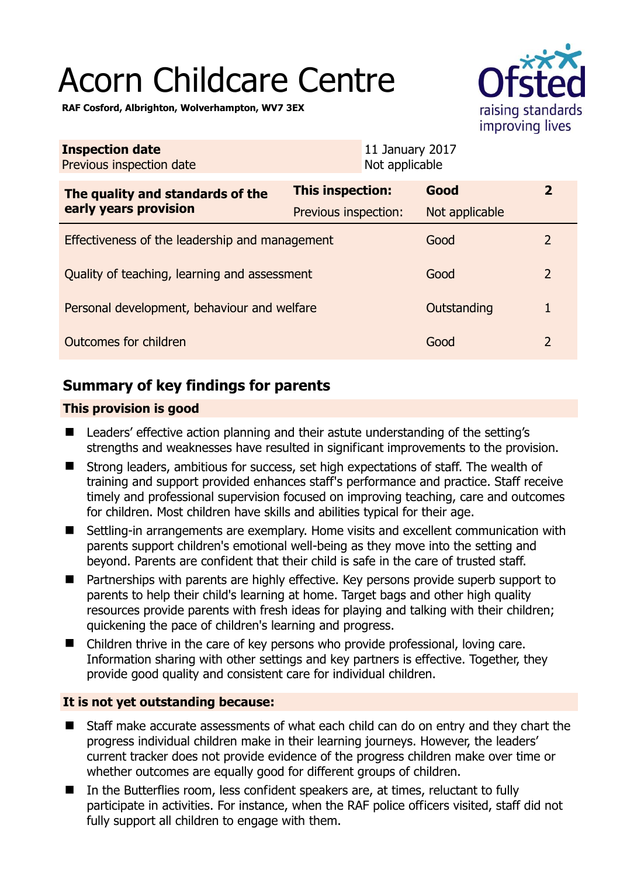# Acorn Childcare Centre

**RAF Cosford, Albrighton, Wolverhampton, WV7 3EX**

Ofsted raising standards improving lives

| **Inspection date** | 11 January 2017 |
|---|---|
| Previous inspection date | Not applicable |

| **The quality and standards of the early years provision** | **This inspection:** | **Good** | **2** |
|---|---|---|---|
| | Previous inspection: | Not applicable | |
| Effectiveness of the leadership and management | | Good | 2 |
| Quality of teaching, learning and assessment | | Good | 2 |
| Personal development, behaviour and welfare | | Outstanding | 1 |
| Outcomes for children | | Good | 2 |

## Summary of key findings for parents

### This provision is good

- Leaders' effective action planning and their astute understanding of the setting's strengths and weaknesses have resulted in significant improvements to the provision.
- Strong leaders, ambitious for success, set high expectations of staff. The wealth of training and support provided enhances staff's performance and practice. Staff receive timely and professional supervision focused on improving teaching, care and outcomes for children. Most children have skills and abilities typical for their age.
- Settling-in arrangements are exemplary. Home visits and excellent communication with parents support children's emotional well-being as they move into the setting and beyond. Parents are confident that their child is safe in the care of trusted staff.
- Partnerships with parents are highly effective. Key persons provide superb support to parents to help their child's learning at home. Target bags and other high quality resources provide parents with fresh ideas for playing and talking with their children; quickening the pace of children's learning and progress.
- Children thrive in the care of key persons who provide professional, loving care. Information sharing with other settings and key partners is effective. Together, they provide good quality and consistent care for individual children.

### It is not yet outstanding because:

- Staff make accurate assessments of what each child can do on entry and they chart the progress individual children make in their learning journeys. However, the leaders' current tracker does not provide evidence of the progress children make over time or whether outcomes are equally good for different groups of children.
- In the Butterflies room, less confident speakers are, at times, reluctant to fully participate in activities. For instance, when the RAF police officers visited, staff did not fully support all children to engage with them.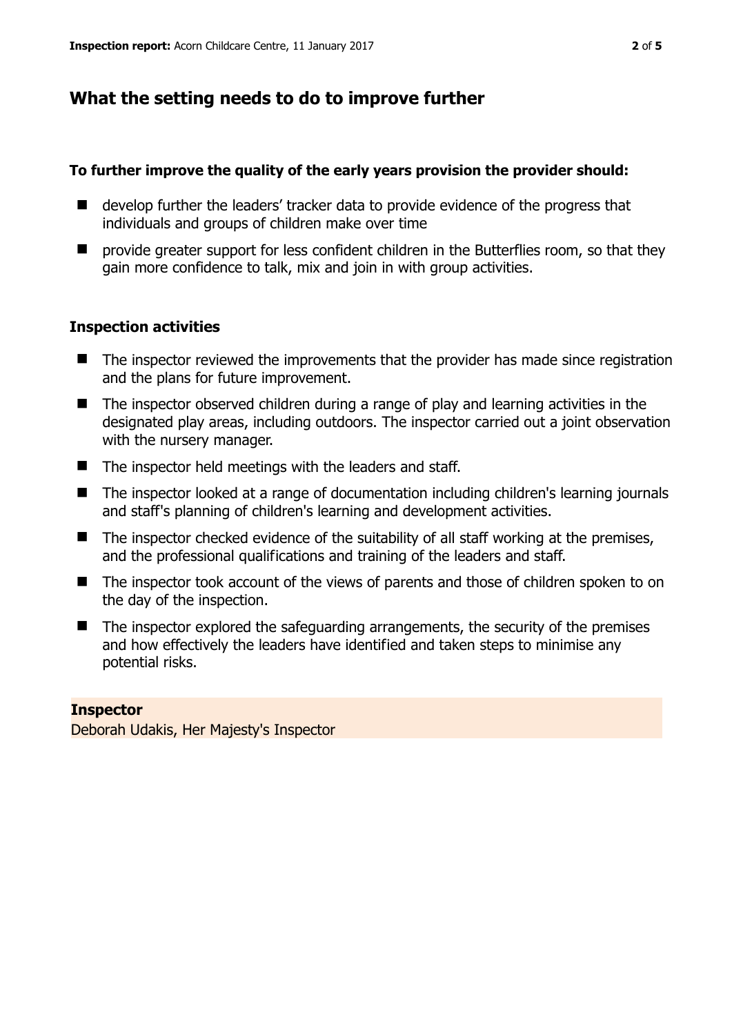## What the setting needs to do to improve further

**To further improve the quality of the early years provision the provider should:**

- develop further the leaders' tracker data to provide evidence of the progress that individuals and groups of children make over time
- provide greater support for less confident children in the Butterflies room, so that they gain more confidence to talk, mix and join in with group activities.

### Inspection activities

- The inspector reviewed the improvements that the provider has made since registration and the plans for future improvement.
- The inspector observed children during a range of play and learning activities in the designated play areas, including outdoors. The inspector carried out a joint observation with the nursery manager.
- The inspector held meetings with the leaders and staff.
- The inspector looked at a range of documentation including children's learning journals and staff's planning of children's learning and development activities.
- The inspector checked evidence of the suitability of all staff working at the premises, and the professional qualifications and training of the leaders and staff.
- The inspector took account of the views of parents and those of children spoken to on the day of the inspection.
- The inspector explored the safeguarding arrangements, the security of the premises and how effectively the leaders have identified and taken steps to minimise any potential risks.

**Inspector**

Deborah Udakis, Her Majesty's Inspector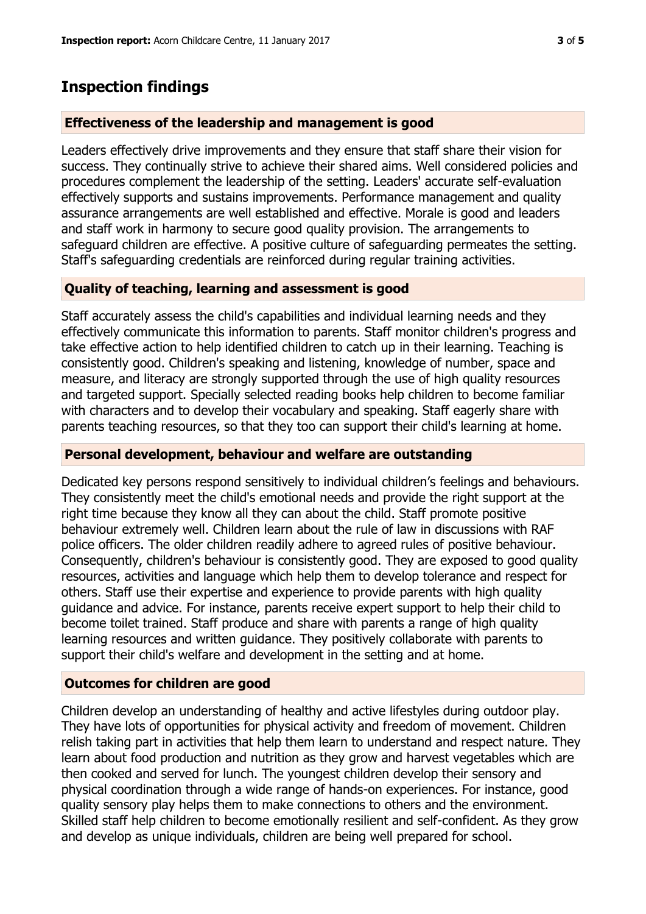## Inspection findings

### Effectiveness of the leadership and management is good

Leaders effectively drive improvements and they ensure that staff share their vision for success. They continually strive to achieve their shared aims. Well considered policies and procedures complement the leadership of the setting. Leaders' accurate self-evaluation effectively supports and sustains improvements. Performance management and quality assurance arrangements are well established and effective. Morale is good and leaders and staff work in harmony to secure good quality provision. The arrangements to safeguard children are effective. A positive culture of safeguarding permeates the setting. Staff's safeguarding credentials are reinforced during regular training activities.

### Quality of teaching, learning and assessment is good

Staff accurately assess the child's capabilities and individual learning needs and they effectively communicate this information to parents. Staff monitor children's progress and take effective action to help identified children to catch up in their learning. Teaching is consistently good. Children's speaking and listening, knowledge of number, space and measure, and literacy are strongly supported through the use of high quality resources and targeted support. Specially selected reading books help children to become familiar with characters and to develop their vocabulary and speaking. Staff eagerly share with parents teaching resources, so that they too can support their child's learning at home.

### Personal development, behaviour and welfare are outstanding

Dedicated key persons respond sensitively to individual children’s feelings and behaviours. They consistently meet the child's emotional needs and provide the right support at the right time because they know all they can about the child. Staff promote positive behaviour extremely well. Children learn about the rule of law in discussions with RAF police officers. The older children readily adhere to agreed rules of positive behaviour. Consequently, children's behaviour is consistently good. They are exposed to good quality resources, activities and language which help them to develop tolerance and respect for others. Staff use their expertise and experience to provide parents with high quality guidance and advice. For instance, parents receive expert support to help their child to become toilet trained. Staff produce and share with parents a range of high quality learning resources and written guidance. They positively collaborate with parents to support their child's welfare and development in the setting and at home.

### Outcomes for children are good

Children develop an understanding of healthy and active lifestyles during outdoor play. They have lots of opportunities for physical activity and freedom of movement. Children relish taking part in activities that help them learn to understand and respect nature. They learn about food production and nutrition as they grow and harvest vegetables which are then cooked and served for lunch. The youngest children develop their sensory and physical coordination through a wide range of hands-on experiences. For instance, good quality sensory play helps them to make connections to others and the environment. Skilled staff help children to become emotionally resilient and self-confident. As they grow and develop as unique individuals, children are being well prepared for school.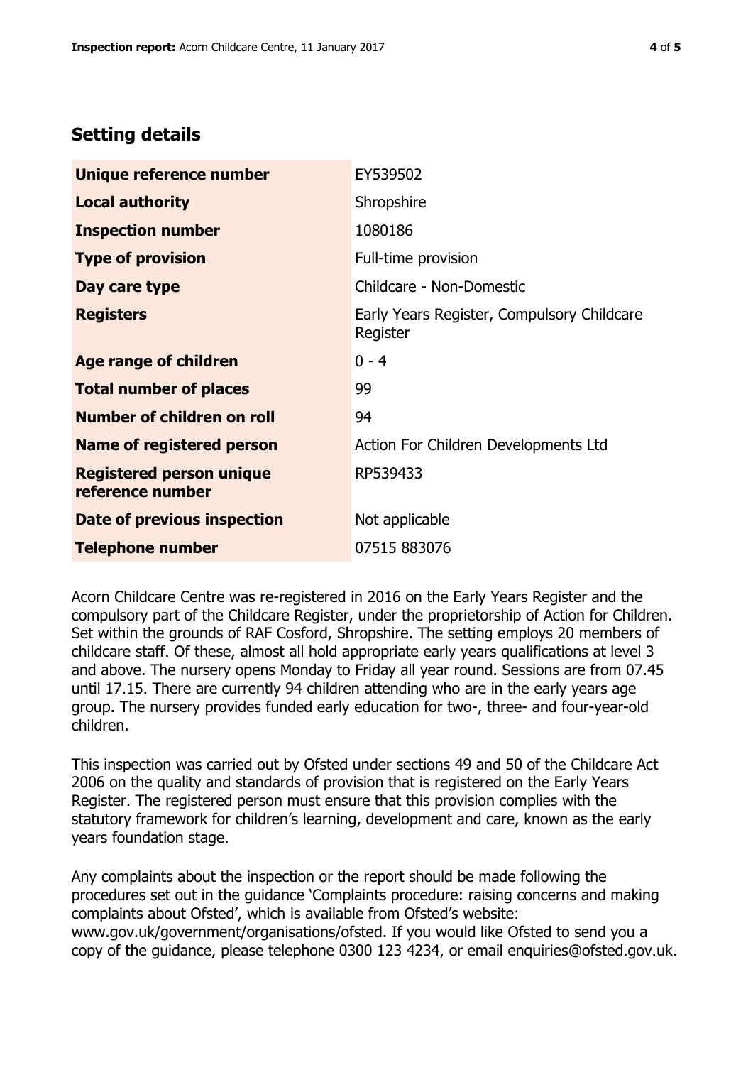## Setting details

| | |
|---|---|
| **Unique reference number** | EY539502 |
| **Local authority** | Shropshire |
| **Inspection number** | 1080186 |
| **Type of provision** | Full-time provision |
| **Day care type** | Childcare - Non-Domestic |
| **Registers** | Early Years Register, Compulsory Childcare Register |
| **Age range of children** | 0 - 4 |
| **Total number of places** | 99 |
| **Number of children on roll** | 94 |
| **Name of registered person** | Action For Children Developments Ltd |
| **Registered person unique reference number** | RP539433 |
| **Date of previous inspection** | Not applicable |
| **Telephone number** | 07515 883076 |

Acorn Childcare Centre was re-registered in 2016 on the Early Years Register and the compulsory part of the Childcare Register, under the proprietorship of Action for Children. Set within the grounds of RAF Cosford, Shropshire. The setting employs 20 members of childcare staff. Of these, almost all hold appropriate early years qualifications at level 3 and above. The nursery opens Monday to Friday all year round. Sessions are from 07.45 until 17.15. There are currently 94 children attending who are in the early years age group. The nursery provides funded early education for two-, three- and four-year-old children.

This inspection was carried out by Ofsted under sections 49 and 50 of the Childcare Act 2006 on the quality and standards of provision that is registered on the Early Years Register. The registered person must ensure that this provision complies with the statutory framework for children's learning, development and care, known as the early years foundation stage.

Any complaints about the inspection or the report should be made following the procedures set out in the guidance 'Complaints procedure: raising concerns and making complaints about Ofsted', which is available from Ofsted's website: www.gov.uk/government/organisations/ofsted. If you would like Ofsted to send you a copy of the guidance, please telephone 0300 123 4234, or email enquiries@ofsted.gov.uk.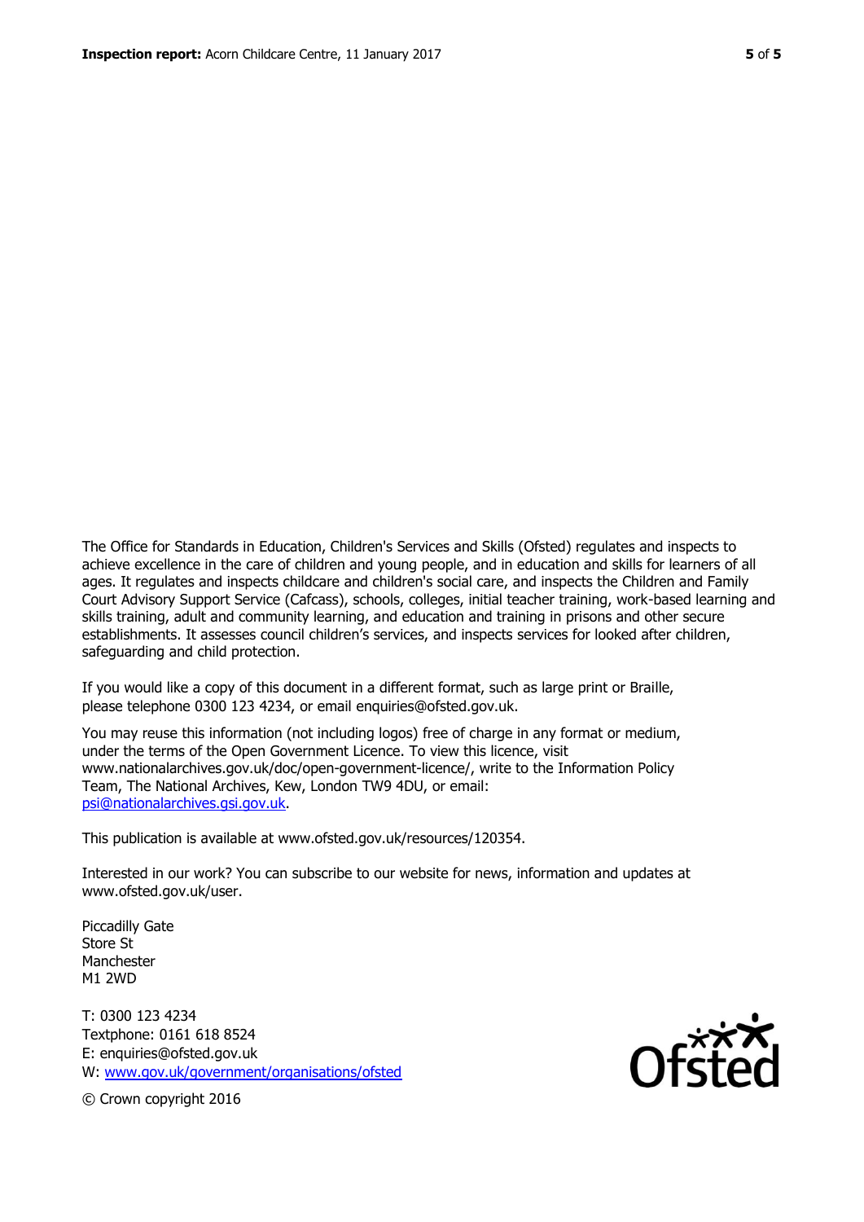The Office for Standards in Education, Children's Services and Skills (Ofsted) regulates and inspects to achieve excellence in the care of children and young people, and in education and skills for learners of all ages. It regulates and inspects childcare and children's social care, and inspects the Children and Family Court Advisory Support Service (Cafcass), schools, colleges, initial teacher training, work-based learning and skills training, adult and community learning, and education and training in prisons and other secure establishments. It assesses council children's services, and inspects services for looked after children, safeguarding and child protection.

If you would like a copy of this document in a different format, such as large print or Braille, please telephone 0300 123 4234, or email enquiries@ofsted.gov.uk.

You may reuse this information (not including logos) free of charge in any format or medium, under the terms of the Open Government Licence. To view this licence, visit www.nationalarchives.gov.uk/doc/open-government-licence/, write to the Information Policy Team, The National Archives, Kew, London TW9 4DU, or email: psi@nationalarchives.gsi.gov.uk.

This publication is available at www.ofsted.gov.uk/resources/120354.

Interested in our work? You can subscribe to our website for news, information and updates at www.ofsted.gov.uk/user.

Piccadilly Gate
Store St
Manchester
M1 2WD

T: 0300 123 4234
Textphone: 0161 618 8524
E: enquiries@ofsted.gov.uk
W: www.gov.uk/government/organisations/ofsted

© Crown copyright 2016